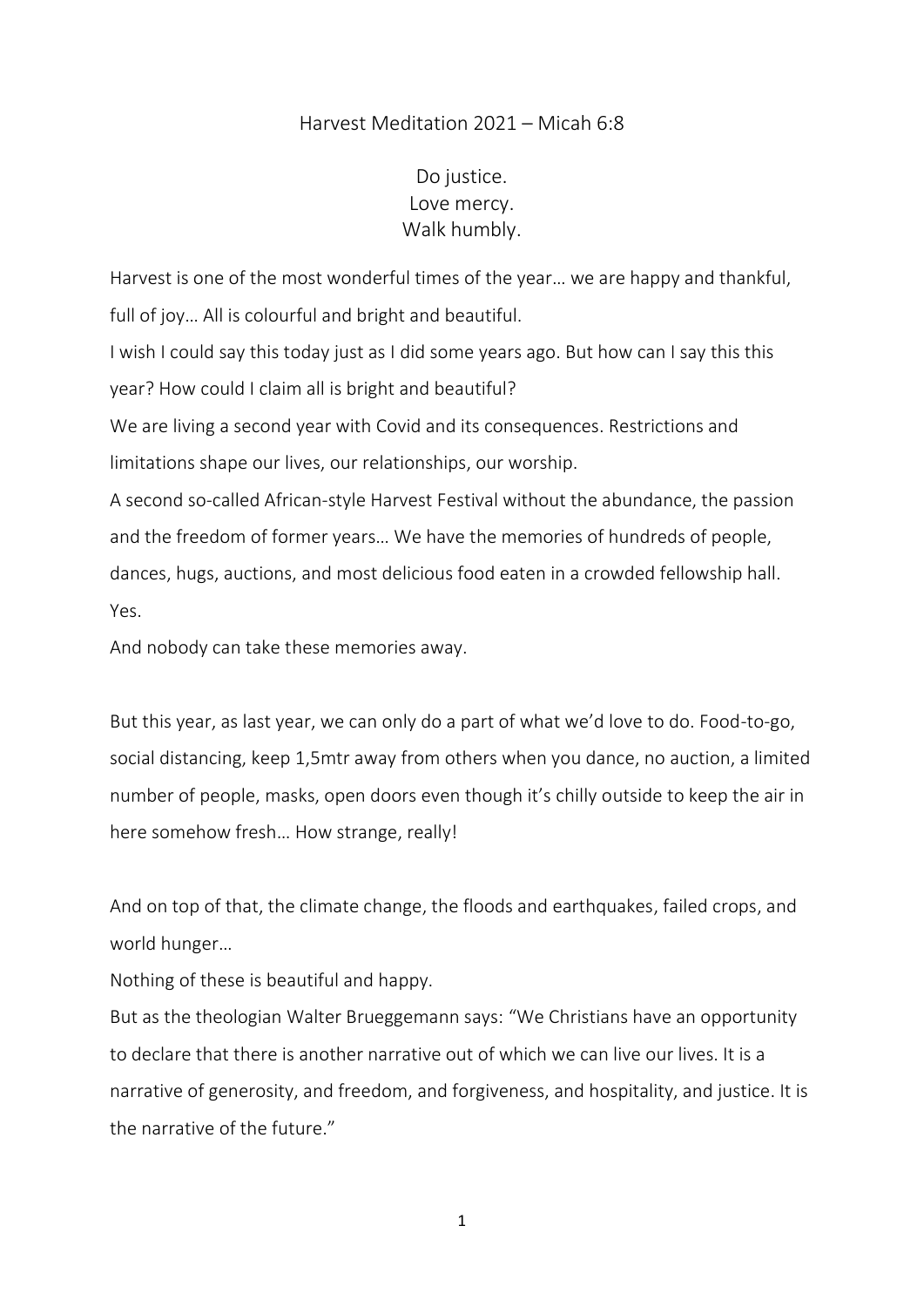# Harvest Meditation 2021 – Micah 6:8

Do justice.
Love mercy.
Walk humbly.

Harvest is one of the most wonderful times of the year… we are happy and thankful, full of joy… All is colourful and bright and beautiful.

I wish I could say this today just as I did some years ago. But how can I say this this year? How could I claim all is bright and beautiful?

We are living a second year with Covid and its consequences. Restrictions and limitations shape our lives, our relationships, our worship.

A second so-called African-style Harvest Festival without the abundance, the passion and the freedom of former years… We have the memories of hundreds of people, dances, hugs, auctions, and most delicious food eaten in a crowded fellowship hall. Yes.

And nobody can take these memories away.

But this year, as last year, we can only do a part of what we'd love to do. Food-to-go, social distancing, keep 1,5mtr away from others when you dance, no auction, a limited number of people, masks, open doors even though it's chilly outside to keep the air in here somehow fresh… How strange, really!

And on top of that, the climate change, the floods and earthquakes, failed crops, and world hunger…

Nothing of these is beautiful and happy.

But as the theologian Walter Brueggemann says: "We Christians have an opportunity to declare that there is another narrative out of which we can live our lives. It is a narrative of generosity, and freedom, and forgiveness, and hospitality, and justice. It is the narrative of the future."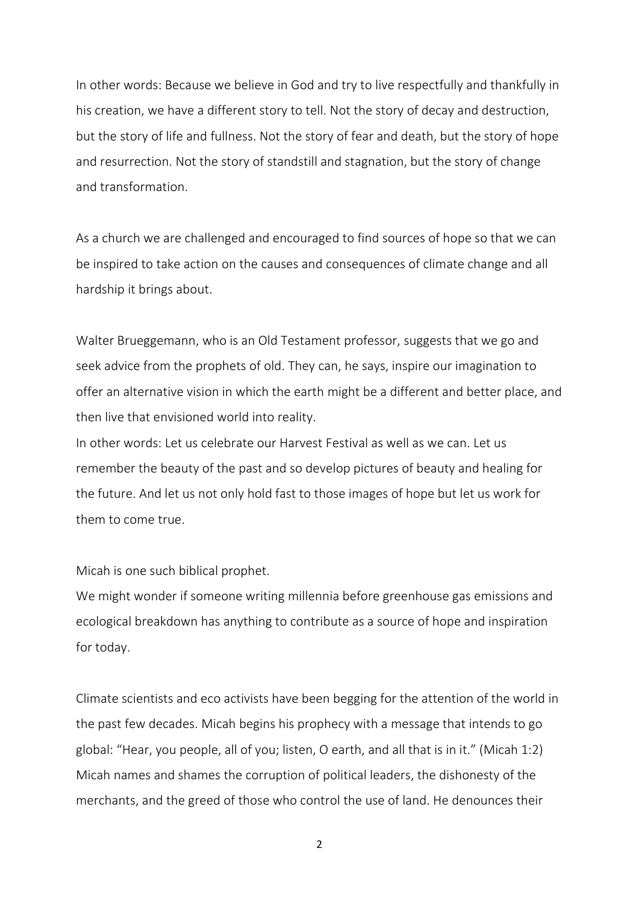In other words: Because we believe in God and try to live respectfully and thankfully in his creation, we have a different story to tell. Not the story of decay and destruction, but the story of life and fullness. Not the story of fear and death, but the story of hope and resurrection. Not the story of standstill and stagnation, but the story of change and transformation.

As a church we are challenged and encouraged to find sources of hope so that we can be inspired to take action on the causes and consequences of climate change and all hardship it brings about.

Walter Brueggemann, who is an Old Testament professor, suggests that we go and seek advice from the prophets of old. They can, he says, inspire our imagination to offer an alternative vision in which the earth might be a different and better place, and then live that envisioned world into reality.
In other words: Let us celebrate our Harvest Festival as well as we can. Let us remember the beauty of the past and so develop pictures of beauty and healing for the future. And let us not only hold fast to those images of hope but let us work for them to come true.

Micah is one such biblical prophet.
We might wonder if someone writing millennia before greenhouse gas emissions and ecological breakdown has anything to contribute as a source of hope and inspiration for today.

Climate scientists and eco activists have been begging for the attention of the world in the past few decades. Micah begins his prophecy with a message that intends to go global: "Hear, you people, all of you; listen, O earth, and all that is in it." (Micah 1:2) Micah names and shames the corruption of political leaders, the dishonesty of the merchants, and the greed of those who control the use of land. He denounces their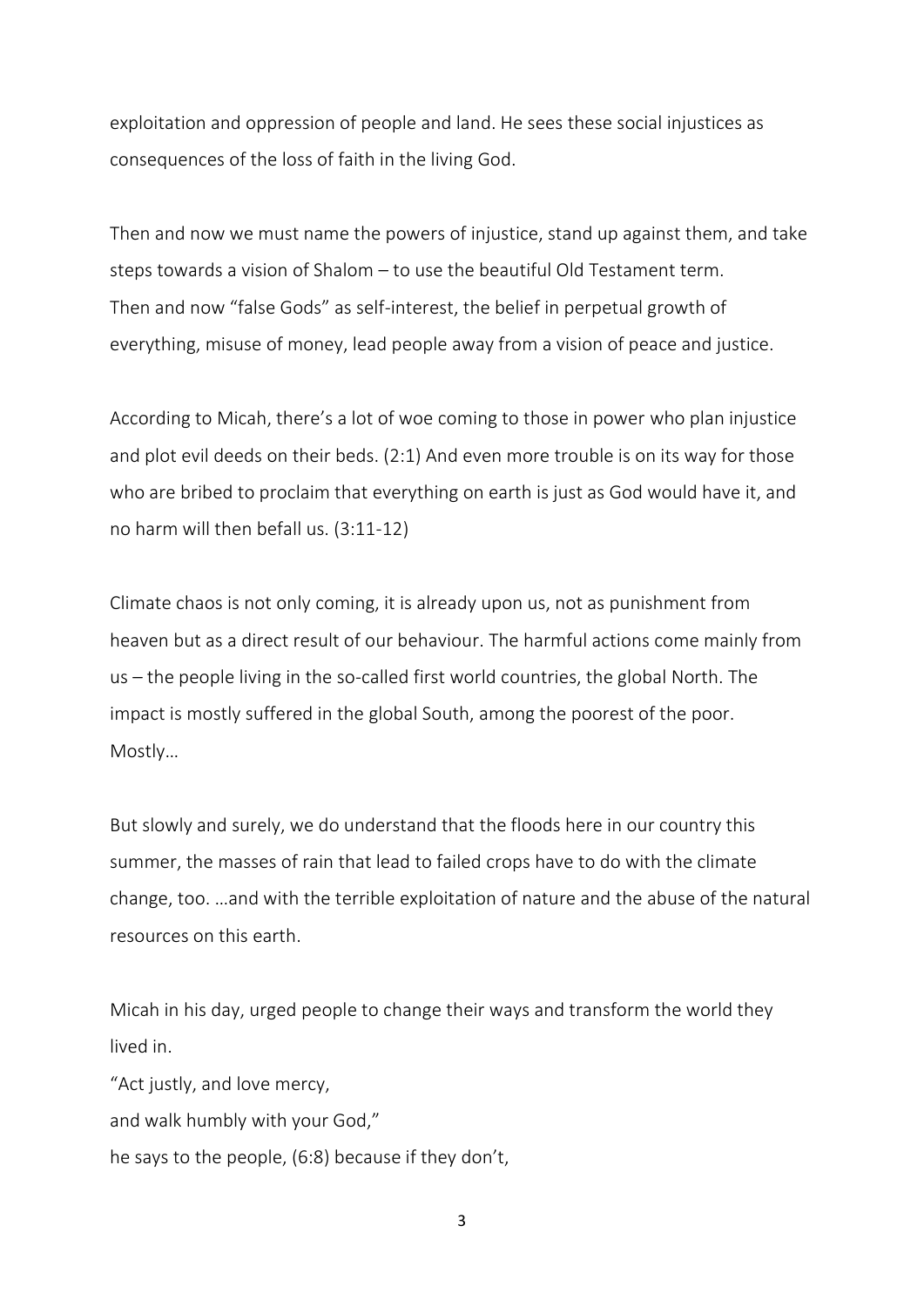exploitation and oppression of people and land. He sees these social injustices as consequences of the loss of faith in the living God.

Then and now we must name the powers of injustice, stand up against them, and take steps towards a vision of Shalom – to use the beautiful Old Testament term.
Then and now "false Gods" as self-interest, the belief in perpetual growth of everything, misuse of money, lead people away from a vision of peace and justice.

According to Micah, there's a lot of woe coming to those in power who plan injustice and plot evil deeds on their beds. (2:1) And even more trouble is on its way for those who are bribed to proclaim that everything on earth is just as God would have it, and no harm will then befall us. (3:11-12)

Climate chaos is not only coming, it is already upon us, not as punishment from heaven but as a direct result of our behaviour. The harmful actions come mainly from us – the people living in the so-called first world countries, the global North. The impact is mostly suffered in the global South, among the poorest of the poor.
Mostly…

But slowly and surely, we do understand that the floods here in our country this summer, the masses of rain that lead to failed crops have to do with the climate change, too. …and with the terrible exploitation of nature and the abuse of the natural resources on this earth.

Micah in his day, urged people to change their ways and transform the world they lived in.
"Act justly, and love mercy,
and walk humbly with your God,"
he says to the people, (6:8) because if they don't,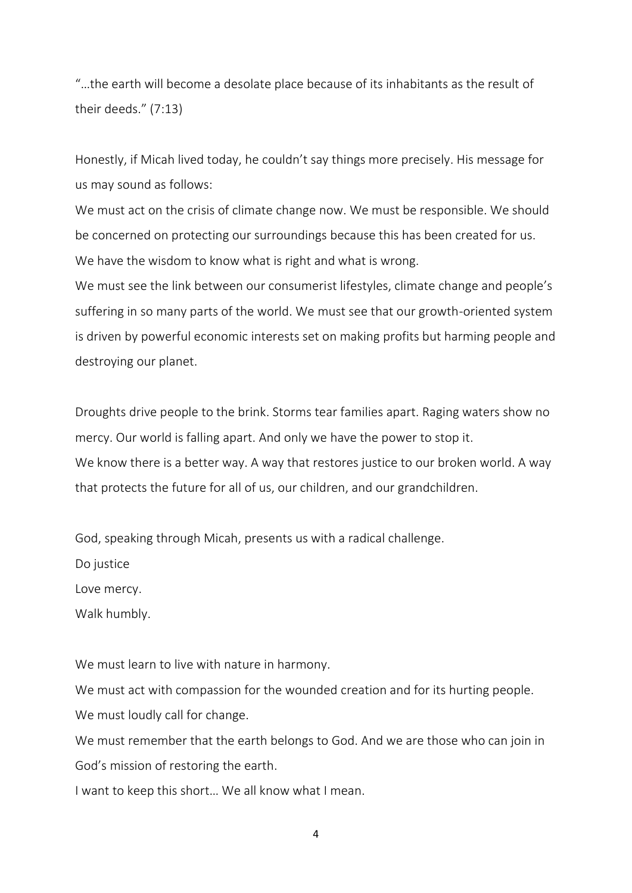"…the earth will become a desolate place because of its inhabitants as the result of their deeds." (7:13)

Honestly, if Micah lived today, he couldn't say things more precisely. His message for us may sound as follows:

We must act on the crisis of climate change now. We must be responsible. We should be concerned on protecting our surroundings because this has been created for us. We have the wisdom to know what is right and what is wrong.

We must see the link between our consumerist lifestyles, climate change and people's suffering in so many parts of the world. We must see that our growth-oriented system is driven by powerful economic interests set on making profits but harming people and destroying our planet.

Droughts drive people to the brink. Storms tear families apart. Raging waters show no mercy. Our world is falling apart. And only we have the power to stop it.

We know there is a better way. A way that restores justice to our broken world. A way that protects the future for all of us, our children, and our grandchildren.

God, speaking through Micah, presents us with a radical challenge.

Do justice

Love mercy.

Walk humbly.

We must learn to live with nature in harmony.

We must act with compassion for the wounded creation and for its hurting people.

We must loudly call for change.

We must remember that the earth belongs to God. And we are those who can join in God's mission of restoring the earth.

I want to keep this short… We all know what I mean.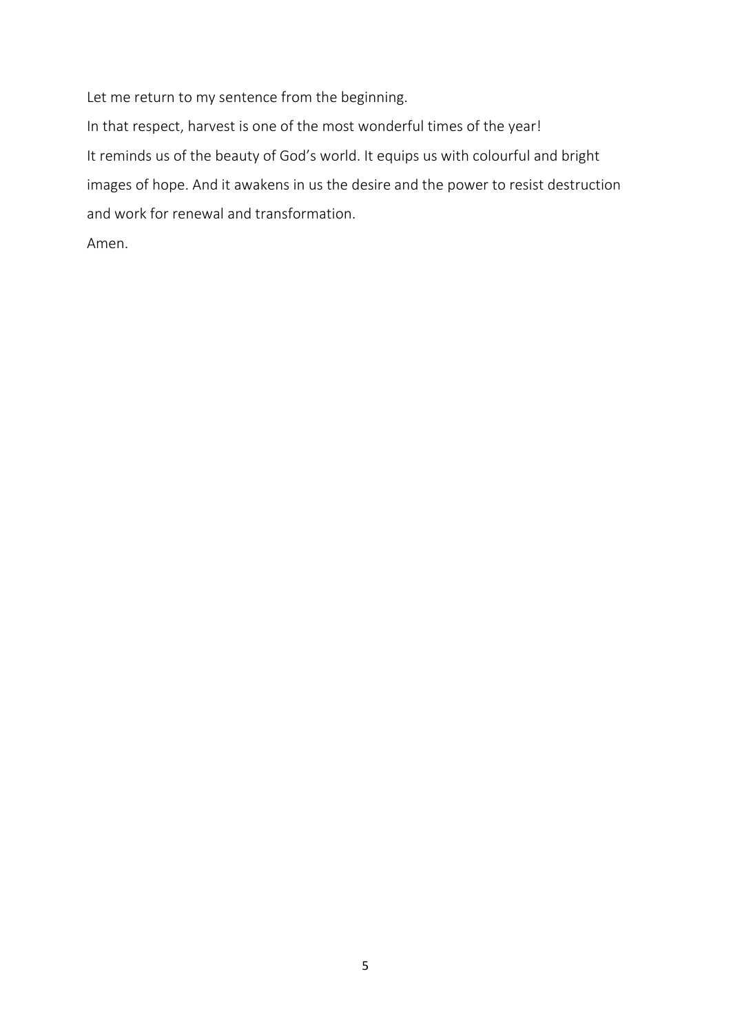Let me return to my sentence from the beginning.

In that respect, harvest is one of the most wonderful times of the year!

It reminds us of the beauty of God's world. It equips us with colourful and bright images of hope. And it awakens in us the desire and the power to resist destruction and work for renewal and transformation.

Amen.